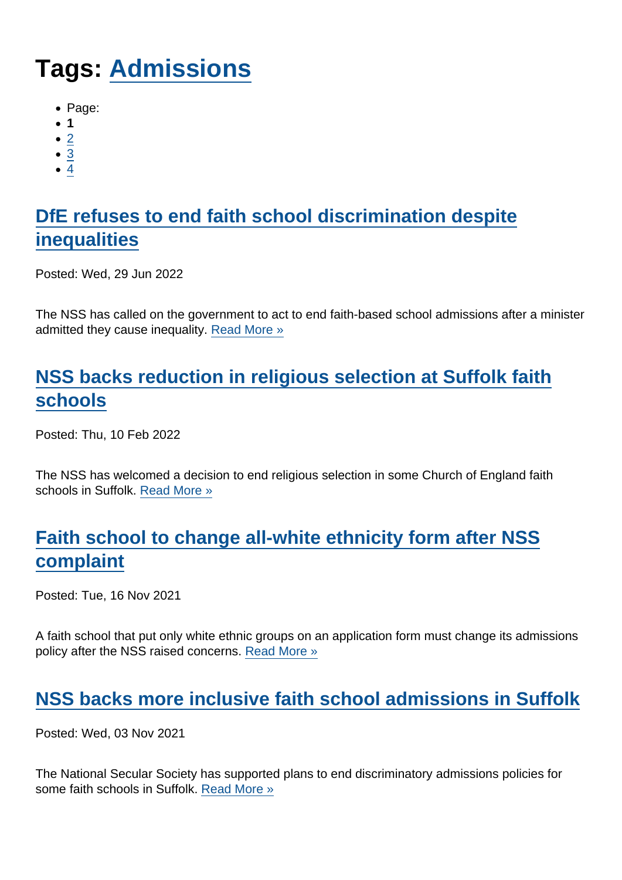# Tags: Admissions

- Page:
- **1**
- 2
- 3
- 4

## DfE refuses to end faith school discrimination despite inequalities

Posted: Wed, 29 Jun 2022

The NSS has called on the government to act to end faith-based school admissions after a minister admitted they cause inequality. Read More »

## NSS backs reduction in religious selection at Suffolk faith schools

Posted: Thu, 10 Feb 2022

The NSS has welcomed a decision to end religious selection in some Church of England faith schools in Suffolk. Read More »

## Faith school to change all-white ethnicity form after NSS complaint

Posted: Tue, 16 Nov 2021

A faith school that put only white ethnic groups on an application form must change its admissions policy after the NSS raised concerns. Read More »

## NSS backs more inclusive faith school admissions in Suffolk

Posted: Wed, 03 Nov 2021

The National Secular Society has supported plans to end discriminatory admissions policies for some faith schools in Suffolk. Read More »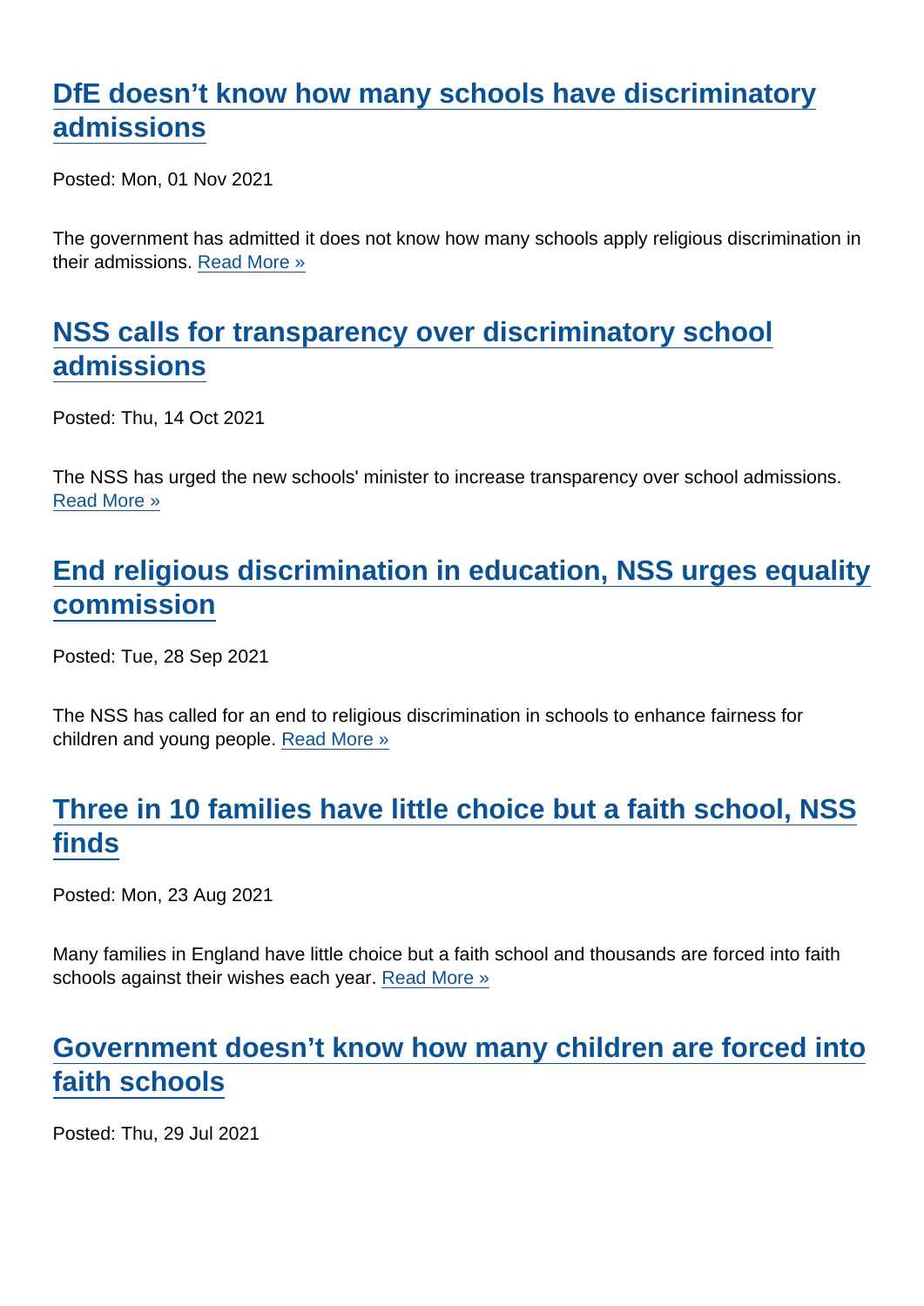## DfE doesn’t know how many schools have discriminatory admissions

Posted: Mon, 01 Nov 2021

The government has admitted it does not know how many schools apply religious discrimination in their admissions. Read More »

## NSS calls for transparency over discriminatory school admissions

Posted: Thu, 14 Oct 2021

The NSS has urged the new schools' minister to increase transparency over school admissions. Read More »

## End religious discrimination in education, NSS urges equality commission

Posted: Tue, 28 Sep 2021

The NSS has called for an end to religious discrimination in schools to enhance fairness for children and young people. Read More »

## Three in 10 families have little choice but a faith school, NSS finds

Posted: Mon, 23 Aug 2021

Many families in England have little choice but a faith school and thousands are forced into faith schools against their wishes each year. Read More »

## Government doesn’t know how many children are forced into faith schools

Posted: Thu, 29 Jul 2021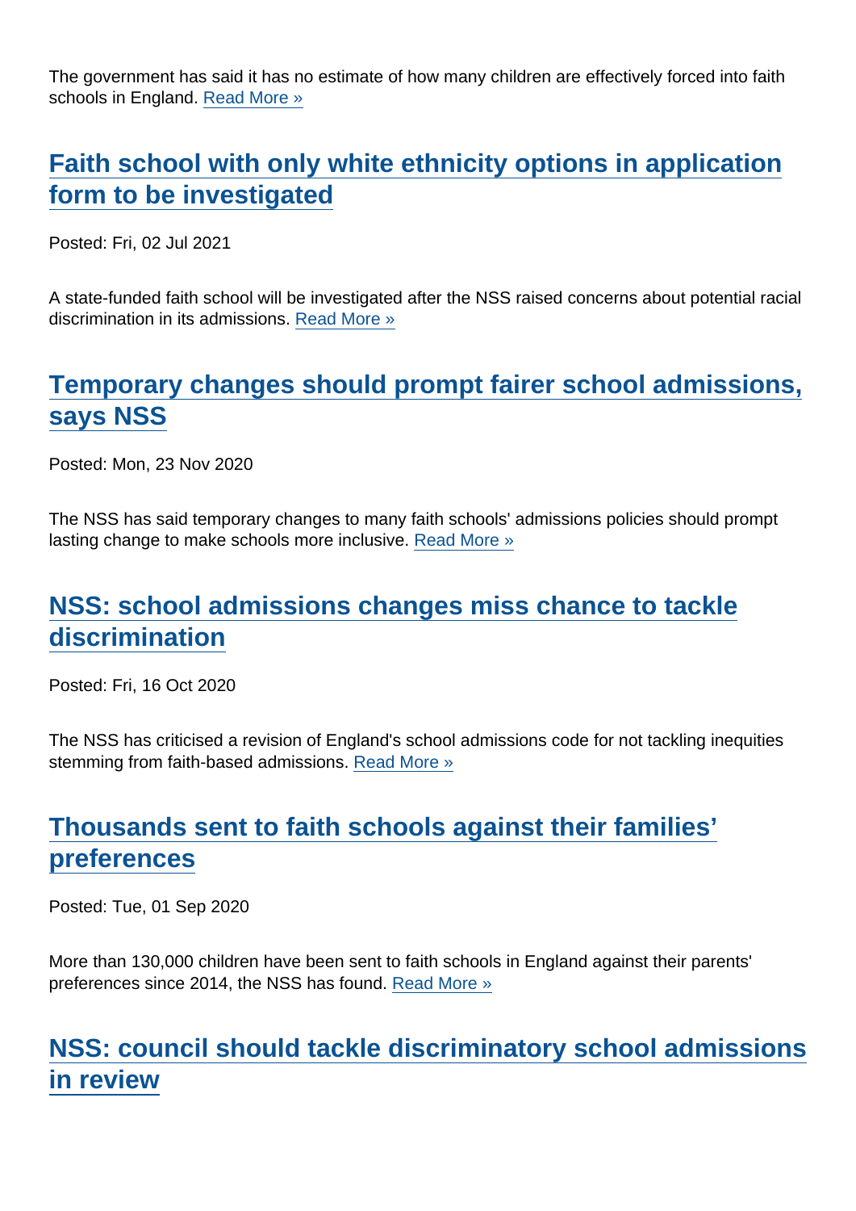The government has said it has no estimate of how many children are effectively forced into faith schools in England. Read More »

## Faith school with only white ethnicity options in application form to be investigated

Posted: Fri, 02 Jul 2021

A state-funded faith school will be investigated after the NSS raised concerns about potential racial discrimination in its admissions. Read More »

## Temporary changes should prompt fairer school admissions, says NSS

Posted: Mon, 23 Nov 2020

The NSS has said temporary changes to many faith schools' admissions policies should prompt lasting change to make schools more inclusive. Read More »

## NSS: school admissions changes miss chance to tackle discrimination

Posted: Fri, 16 Oct 2020

The NSS has criticised a revision of England's school admissions code for not tackling inequities stemming from faith-based admissions. Read More »

## Thousands sent to faith schools against their families' preferences

Posted: Tue, 01 Sep 2020

More than 130,000 children have been sent to faith schools in England against their parents' preferences since 2014, the NSS has found. Read More »

## NSS: council should tackle discriminatory school admissions in review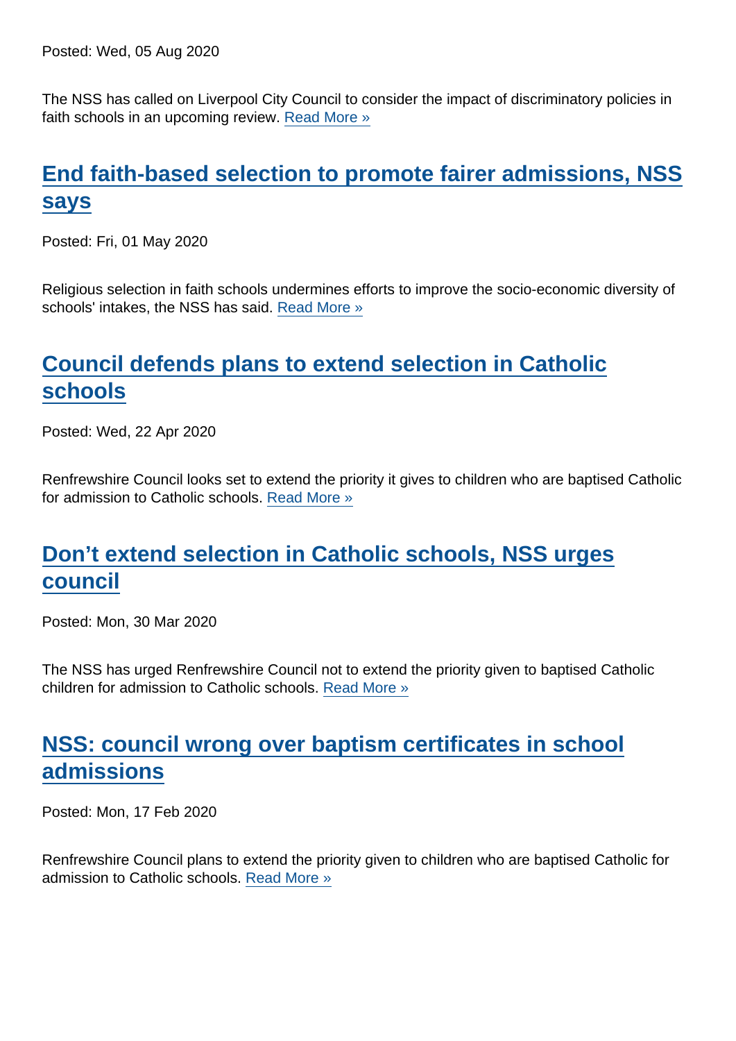Posted: Wed, 05 Aug 2020

The NSS has called on Liverpool City Council to consider the impact of discriminatory policies in faith schools in an upcoming review. Read More »

## End faith-based selection to promote fairer admissions, NSS says

Posted: Fri, 01 May 2020

Religious selection in faith schools undermines efforts to improve the socio-economic diversity of schools' intakes, the NSS has said. Read More »

## Council defends plans to extend selection in Catholic schools

Posted: Wed, 22 Apr 2020

Renfrewshire Council looks set to extend the priority it gives to children who are baptised Catholic for admission to Catholic schools. Read More »

## Don't extend selection in Catholic schools, NSS urges council

Posted: Mon, 30 Mar 2020

The NSS has urged Renfrewshire Council not to extend the priority given to baptised Catholic children for admission to Catholic schools. Read More »

## NSS: council wrong over baptism certificates in school admissions

Posted: Mon, 17 Feb 2020

Renfrewshire Council plans to extend the priority given to children who are baptised Catholic for admission to Catholic schools. Read More »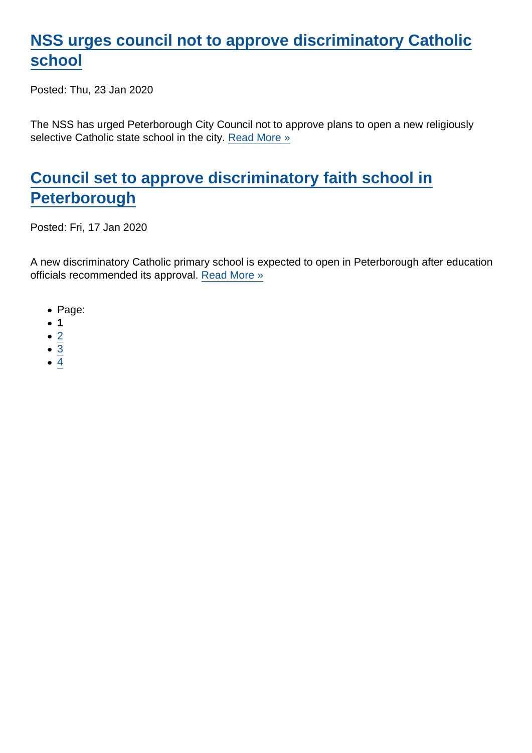## NSS urges council not to approve discriminatory Catholic school

Posted: Thu, 23 Jan 2020

The NSS has urged Peterborough City Council not to approve plans to open a new religiously selective Catholic state school in the city. Read More »

## Council set to approve discriminatory faith school in Peterborough

Posted: Fri, 17 Jan 2020

A new discriminatory Catholic primary school is expected to open in Peterborough after education officials recommended its approval. Read More »

- Page:
- **1**
- 2
- 3
- 4